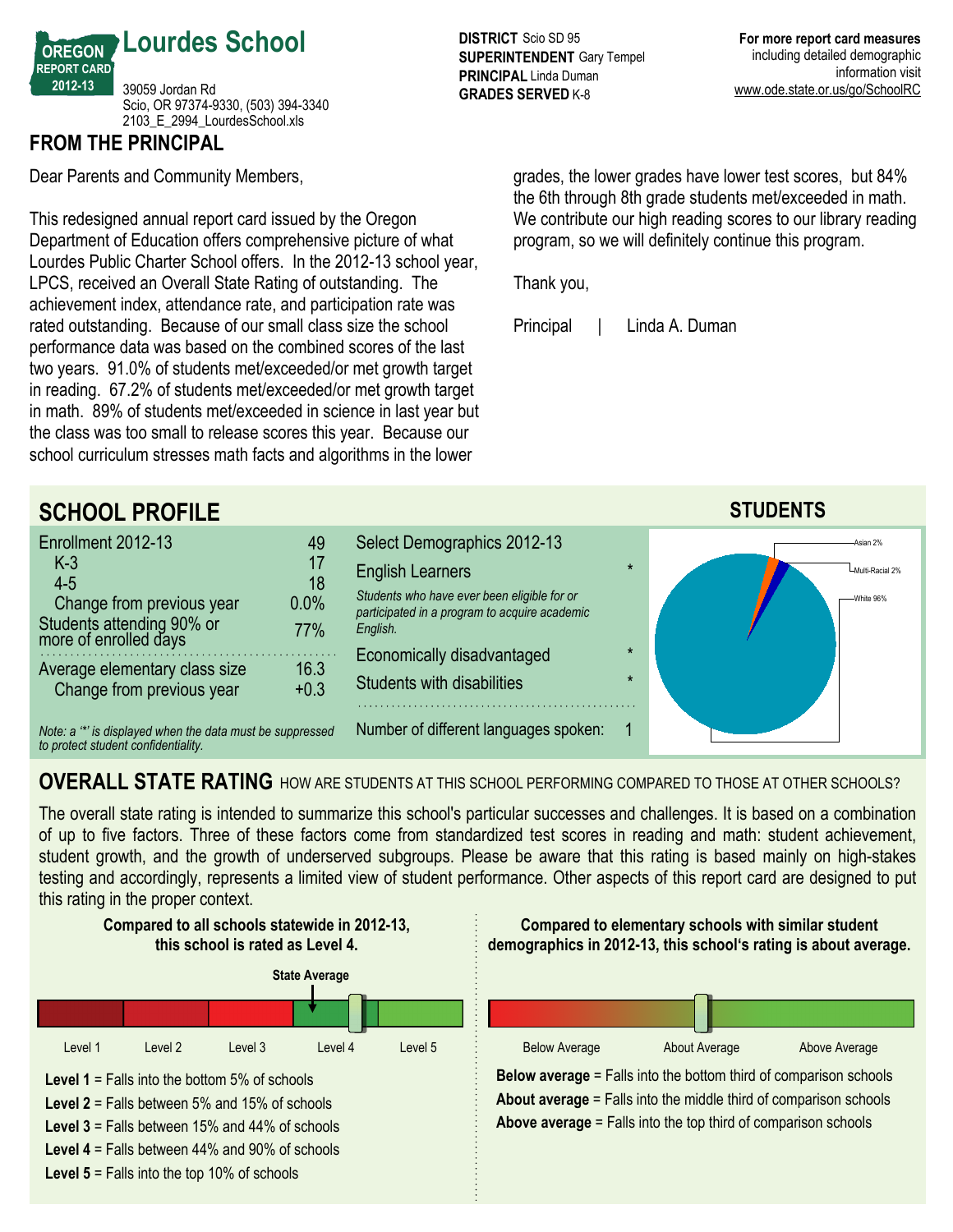# Lourdes School

OREGON REPORT CARD 2012-13

39059 Jordan Rd
Scio, OR 97374-9330, (503) 394-3340
2103_E_2994_LourdesSchool.xls

**DISTRICT** Scio SD 95
**SUPERINTENDENT** Gary Tempel
**PRINCIPAL** Linda Duman
**GRADES SERVED** K-8

**For more report card measures** including detailed demographic information visit www.ode.state.or.us/go/SchoolRC

## FROM THE PRINCIPAL

Dear Parents and Community Members,

This redesigned annual report card issued by the Oregon Department of Education offers comprehensive picture of what Lourdes Public Charter School offers. In the 2012-13 school year, LPCS, received an Overall State Rating of outstanding. The achievement index, attendance rate, and participation rate was rated outstanding. Because of our small class size the school performance data was based on the combined scores of the last two years. 91.0% of students met/exceeded/or met growth target in reading. 67.2% of students met/exceeded/or met growth target in math. 89% of students met/exceeded in science in last year but the class was too small to release scores this year. Because our school curriculum stresses math facts and algorithms in the lower grades, the lower grades have lower test scores, but 84% the 6th through 8th grade students met/exceeded in math. We contribute our high reading scores to our library reading program, so we will definitely continue this program.

Thank you,

Principal | Linda A. Duman

## SCHOOL PROFILE

| | |
|---|---|
| Enrollment 2012-13 | 49 |
| K-3 | 17 |
| 4-5 | 18 |
| Change from previous year | 0.0% |
| Students attending 90% or more of enrolled days | 77% |
| Average elementary class size | 16.3 |
| Change from previous year | +0.3 |

*Note: a '*' is displayed when the data must be suppressed to protect student confidentiality.*

| Select Demographics 2012-13 | |
|---|---|
| English Learners | * |
| *Students who have ever been eligible for or participated in a program to acquire academic English.* | |
| Economically disadvantaged | * |
| Students with disabilities | * |
| Number of different languages spoken: | 1 |

### STUDENTS

Asian 2%
Multi-Racial 2%
White 96%

## OVERALL STATE RATING HOW ARE STUDENTS AT THIS SCHOOL PERFORMING COMPARED TO THOSE AT OTHER SCHOOLS?

The overall state rating is intended to summarize this school's particular successes and challenges. It is based on a combination of up to five factors. Three of these factors come from standardized test scores in reading and math: student achievement, student growth, and the growth of underserved subgroups. Please be aware that this rating is based mainly on high-stakes testing and accordingly, represents a limited view of student performance. Other aspects of this report card are designed to put this rating in the proper context.

**Compared to all schools statewide in 2012-13, this school is rated as Level 4.**

State Average

Level 1 | Level 2 | Level 3 | Level 4 | Level 5

**Level 1** = Falls into the bottom 5% of schools
**Level 2** = Falls between 5% and 15% of schools
**Level 3** = Falls between 15% and 44% of schools
**Level 4** = Falls between 44% and 90% of schools
**Level 5** = Falls into the top 10% of schools

**Compared to elementary schools with similar student demographics in 2012-13, this school's rating is about average.**

Below Average | About Average | Above Average

**Below average** = Falls into the bottom third of comparison schools
**About average** = Falls into the middle third of comparison schools
**Above average** = Falls into the top third of comparison schools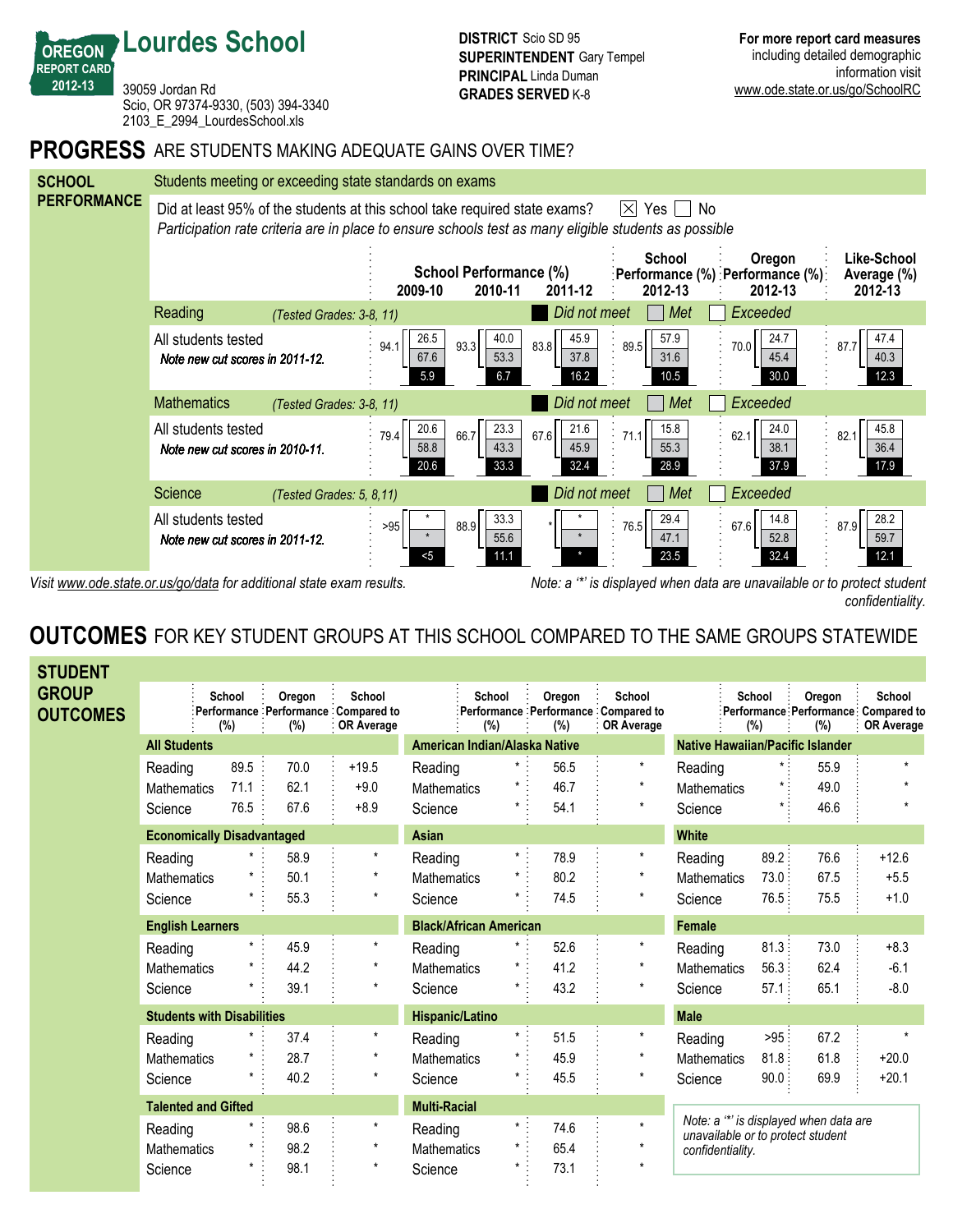# Lourdes School

**OREGON REPORT CARD 2012-13**

39059 Jordan Rd
Scio, OR 97374-9330, (503) 394-3340
2103_E_2994_LourdesSchool.xls

**DISTRICT** Scio SD 95
**SUPERINTENDENT** Gary Tempel
**PRINCIPAL** Linda Duman
**GRADES SERVED** K-8

**For more report card measures** including detailed demographic information visit www.ode.state.or.us/go/SchoolRC

## PROGRESS ARE STUDENTS MAKING ADEQUATE GAINS OVER TIME?

### SCHOOL PERFORMANCE

Students meeting or exceeding state standards on exams

Did at least 95% of the students at this school take required state exams? ☒ Yes ☐ No

*Participation rate criteria are in place to ensure schools test as many eligible students as possible*

| | School Performance (%) 2009-10 | School Performance (%) 2010-11 | School Performance (%) 2011-12 | School Performance (%) 2012-13 | Oregon Performance (%) 2012-13 | Like-School Average (%) 2012-13 |
|---|---|---|---|---|---|---|
| **Reading** (Tested Grades: 3-8, 11) | | | | | | |
| All students tested *Note new cut scores in 2011-12.* — Total | 94.1 | 93.3 | 83.8 | 89.5 | 70.0 | 87.7 |
| Exceeded | 26.5 | 40.0 | 45.9 | 57.9 | 24.7 | 47.4 |
| Met | 67.6 | 53.3 | 37.8 | 31.6 | 45.4 | 40.3 |
| Did not meet | 5.9 | 6.7 | 16.2 | 10.5 | 30.0 | 12.3 |
| **Mathematics** (Tested Grades: 3-8, 11) | | | | | | |
| All students tested *Note new cut scores in 2010-11.* — Total | 79.4 | 66.7 | 67.6 | 71.1 | 62.1 | 82.1 |
| Exceeded | 20.6 | 23.3 | 21.6 | 15.8 | 24.0 | 45.8 |
| Met | 58.8 | 43.3 | 45.9 | 55.3 | 38.1 | 36.4 |
| Did not meet | 20.6 | 33.3 | 32.4 | 28.9 | 37.9 | 17.9 |
| **Science** (Tested Grades: 5, 8, 11) | | | | | | |
| All students tested *Note new cut scores in 2011-12.* — Total | >95 | 88.9 | * | 76.5 | 67.6 | 87.9 |
| Exceeded | * | 33.3 | * | 29.4 | 14.8 | 28.2 |
| Met | * | 55.6 | * | 47.1 | 52.8 | 59.7 |
| Did not meet | <5 | 11.1 | * | 23.5 | 32.4 | 12.1 |

*Visit www.ode.state.or.us/go/data for additional state exam results.*

*Note: a '*' is displayed when data are unavailable or to protect student confidentiality.*

## OUTCOMES FOR KEY STUDENT GROUPS AT THIS SCHOOL COMPARED TO THE SAME GROUPS STATEWIDE

### STUDENT GROUP OUTCOMES

| Group | Subject | School Performance (%) | Oregon Performance (%) | School Compared to OR Average |
|---|---|---|---|---|
| **All Students** | Reading | 89.5 | 70.0 | +19.5 |
| | Mathematics | 71.1 | 62.1 | +9.0 |
| | Science | 76.5 | 67.6 | +8.9 |
| **Economically Disadvantaged** | Reading | * | 58.9 | * |
| | Mathematics | * | 50.1 | * |
| | Science | * | 55.3 | * |
| **English Learners** | Reading | * | 45.9 | * |
| | Mathematics | * | 44.2 | * |
| | Science | * | 39.1 | * |
| **Students with Disabilities** | Reading | * | 37.4 | * |
| | Mathematics | * | 28.7 | * |
| | Science | * | 40.2 | * |
| **Talented and Gifted** | Reading | * | 98.6 | * |
| | Mathematics | * | 98.2 | * |
| | Science | * | 98.1 | * |
| **American Indian/Alaska Native** | Reading | * | 56.5 | * |
| | Mathematics | * | 46.7 | * |
| | Science | * | 54.1 | * |
| **Asian** | Reading | * | 78.9 | * |
| | Mathematics | * | 80.2 | * |
| | Science | * | 74.5 | * |
| **Black/African American** | Reading | * | 52.6 | * |
| | Mathematics | * | 41.2 | * |
| | Science | * | 43.2 | * |
| **Hispanic/Latino** | Reading | * | 51.5 | * |
| | Mathematics | * | 45.9 | * |
| | Science | * | 45.5 | * |
| **Multi-Racial** | Reading | * | 74.6 | * |
| | Mathematics | * | 65.4 | * |
| | Science | * | 73.1 | * |
| **Native Hawaiian/Pacific Islander** | Reading | * | 55.9 | * |
| | Mathematics | * | 49.0 | * |
| | Science | * | 46.6 | * |
| **White** | Reading | 89.2 | 76.6 | +12.6 |
| | Mathematics | 73.0 | 67.5 | +5.5 |
| | Science | 76.5 | 75.5 | +1.0 |
| **Female** | Reading | 81.3 | 73.0 | +8.3 |
| | Mathematics | 56.3 | 62.4 | -6.1 |
| | Science | 57.1 | 65.1 | -8.0 |
| **Male** | Reading | >95 | 67.2 | * |
| | Mathematics | 81.8 | 61.8 | +20.0 |
| | Science | 90.0 | 69.9 | +20.1 |

*Note: a '*' is displayed when data are unavailable or to protect student confidentiality.*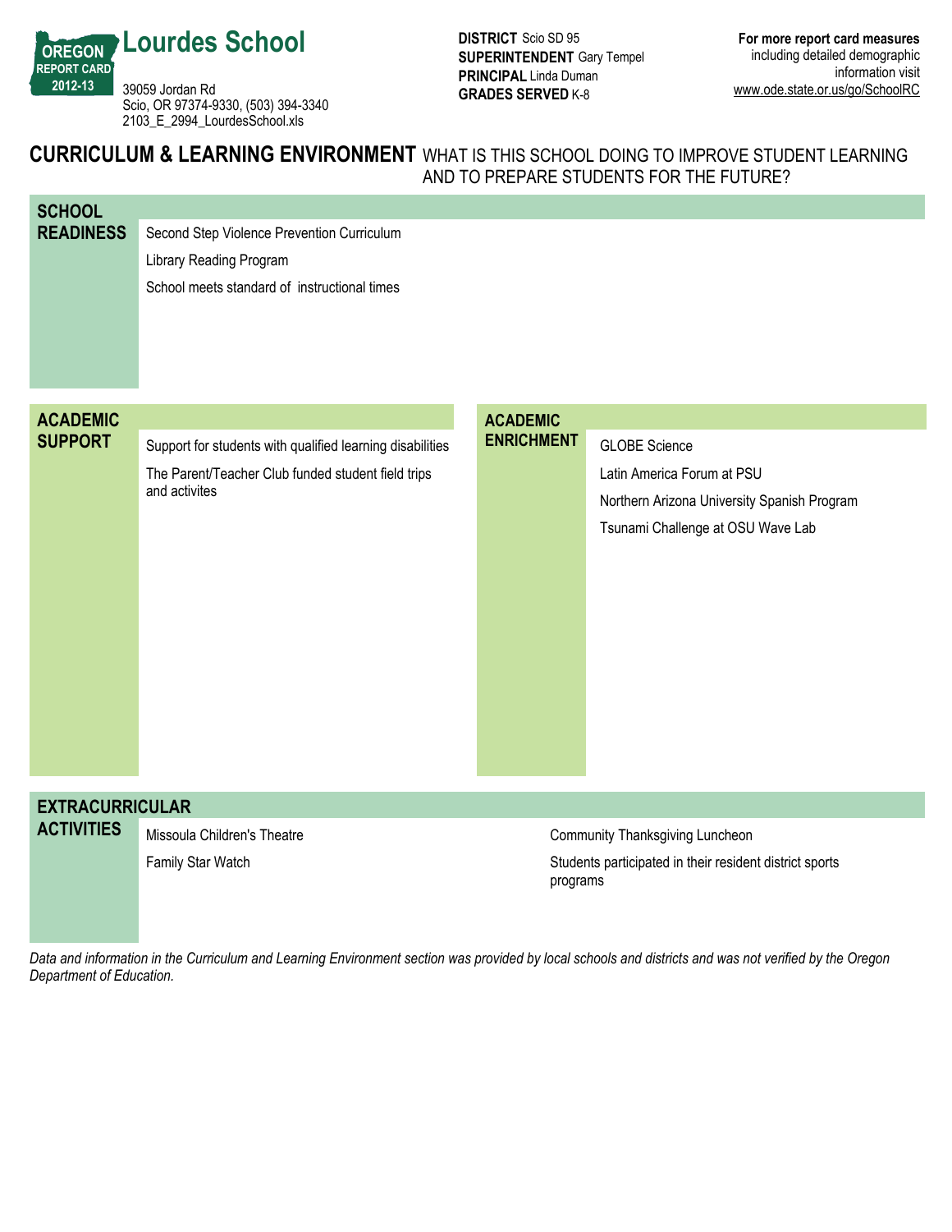# Lourdes School

OREGON REPORT CARD 2012-13

39059 Jordan Rd
Scio, OR 97374-9330, (503) 394-3340
2103_E_2994_LourdesSchool.xls

**DISTRICT** Scio SD 95
**SUPERINTENDENT** Gary Tempel
**PRINCIPAL** Linda Duman
**GRADES SERVED** K-8

**For more report card measures** including detailed demographic information visit www.ode.state.or.us/go/SchoolRC

## CURRICULUM & LEARNING ENVIRONMENT WHAT IS THIS SCHOOL DOING TO IMPROVE STUDENT LEARNING AND TO PREPARE STUDENTS FOR THE FUTURE?

### SCHOOL READINESS

Second Step Violence Prevention Curriculum

Library Reading Program

School meets standard of instructional times

### ACADEMIC SUPPORT

Support for students with qualified learning disabilities

The Parent/Teacher Club funded student field trips and activites

### ACADEMIC ENRICHMENT

GLOBE Science

Latin America Forum at PSU

Northern Arizona University Spanish Program

Tsunami Challenge at OSU Wave Lab

### EXTRACURRICULAR ACTIVITIES

Missoula Children's Theatre

Family Star Watch

Community Thanksgiving Luncheon

Students participated in their resident district sports programs

*Data and information in the Curriculum and Learning Environment section was provided by local schools and districts and was not verified by the Oregon Department of Education.*